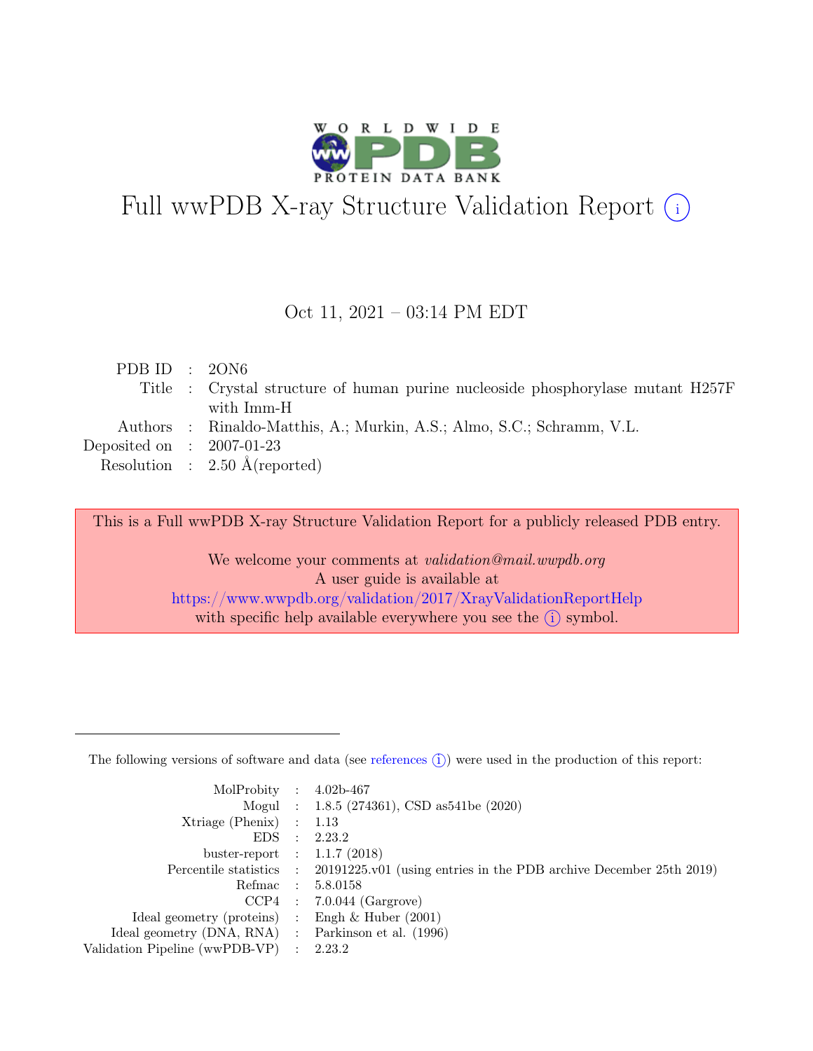# Full wwPDB X-ray Structure Validation Report (i)

Oct 11, 2021 – 03:14 PM EDT

| | | |
|---|---|---|
| PDB ID | : | 2ON6 |
| Title | : | Crystal structure of human purine nucleoside phosphorylase mutant H257F with Imm-H |
| Authors | : | Rinaldo-Matthis, A.; Murkin, A.S.; Almo, S.C.; Schramm, V.L. |
| Deposited on | : | 2007-01-23 |
| Resolution | : | 2.50 Å(reported) |

This is a Full wwPDB X-ray Structure Validation Report for a publicly released PDB entry.

We welcome your comments at *validation@mail.wwpdb.org*
A user guide is available at
https://www.wwpdb.org/validation/2017/XrayValidationReportHelp
with specific help available everywhere you see the (i) symbol.

The following versions of software and data (see references (i)) were used in the production of this report:

| | | |
|---|---|---|
| MolProbity | : | 4.02b-467 |
| Mogul | : | 1.8.5 (274361), CSD as541be (2020) |
| Xtriage (Phenix) | : | 1.13 |
| EDS | : | 2.23.2 |
| buster-report | : | 1.1.7 (2018) |
| Percentile statistics | : | 20191225.v01 (using entries in the PDB archive December 25th 2019) |
| Refmac | : | 5.8.0158 |
| CCP4 | : | 7.0.044 (Gargrove) |
| Ideal geometry (proteins) | : | Engh & Huber (2001) |
| Ideal geometry (DNA, RNA) | : | Parkinson et al. (1996) |
| Validation Pipeline (wwPDB-VP) | : | 2.23.2 |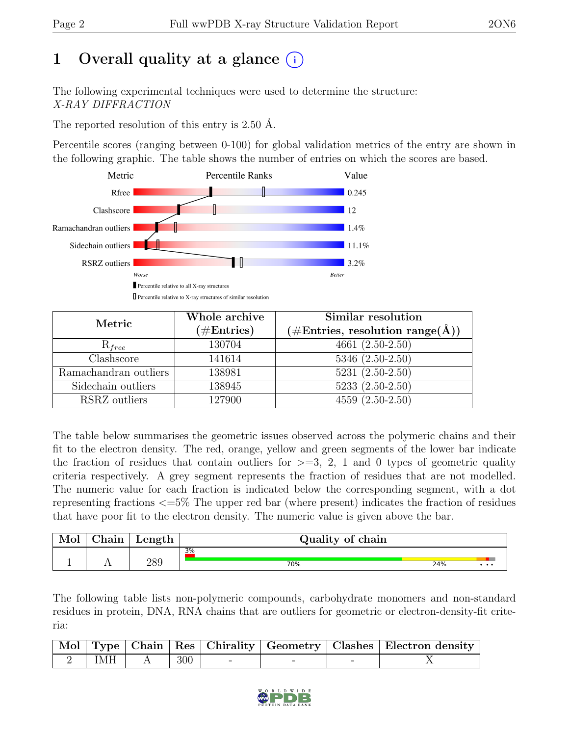# 1 Overall quality at a glance (i)

The following experimental techniques were used to determine the structure:
*X-RAY DIFFRACTION*

The reported resolution of this entry is 2.50 Å.

Percentile scores (ranging between 0-100) for global validation metrics of the entry are shown in the following graphic. The table shows the number of entries on which the scores are based.

| Metric | Value |
|---|---|
| Rfree | 0.245 |
| Clashscore | 12 |
| Ramachandran outliers | 1.4% |
| Sidechain outliers | 11.1% |
| RSRZ outliers | 3.2% |

Worse — Better

Percentile relative to all X-ray structures

Percentile relative to X-ray structures of similar resolution

| Metric | Whole archive (#Entries) | Similar resolution (#Entries, resolution range(Å)) |
|---|---|---|
| $R_{free}$ | 130704 | 4661 (2.50-2.50) |
| Clashscore | 141614 | 5346 (2.50-2.50) |
| Ramachandran outliers | 138981 | 5231 (2.50-2.50) |
| Sidechain outliers | 138945 | 5233 (2.50-2.50) |
| RSRZ outliers | 127900 | 4559 (2.50-2.50) |

The table below summarises the geometric issues observed across the polymeric chains and their fit to the electron density. The red, orange, yellow and green segments of the lower bar indicate the fraction of residues that contain outliers for >=3, 2, 1 and 0 types of geometric quality criteria respectively. A grey segment represents the fraction of residues that are not modelled. The numeric value for each fraction is indicated below the corresponding segment, with a dot representing fractions <=5% The upper red bar (where present) indicates the fraction of residues that have poor fit to the electron density. The numeric value is given above the bar.

| Mol | Chain | Length | Quality of chain |
|---|---|---|---|
| 1 | A | 289 | 3%; 70% 24% • • • |

The following table lists non-polymeric compounds, carbohydrate monomers and non-standard residues in protein, DNA, RNA chains that are outliers for geometric or electron-density-fit criteria:

| Mol | Type | Chain | Res | Chirality | Geometry | Clashes | Electron density |
|---|---|---|---|---|---|---|---|
| 2 | IMH | A | 300 | - | - | - | X |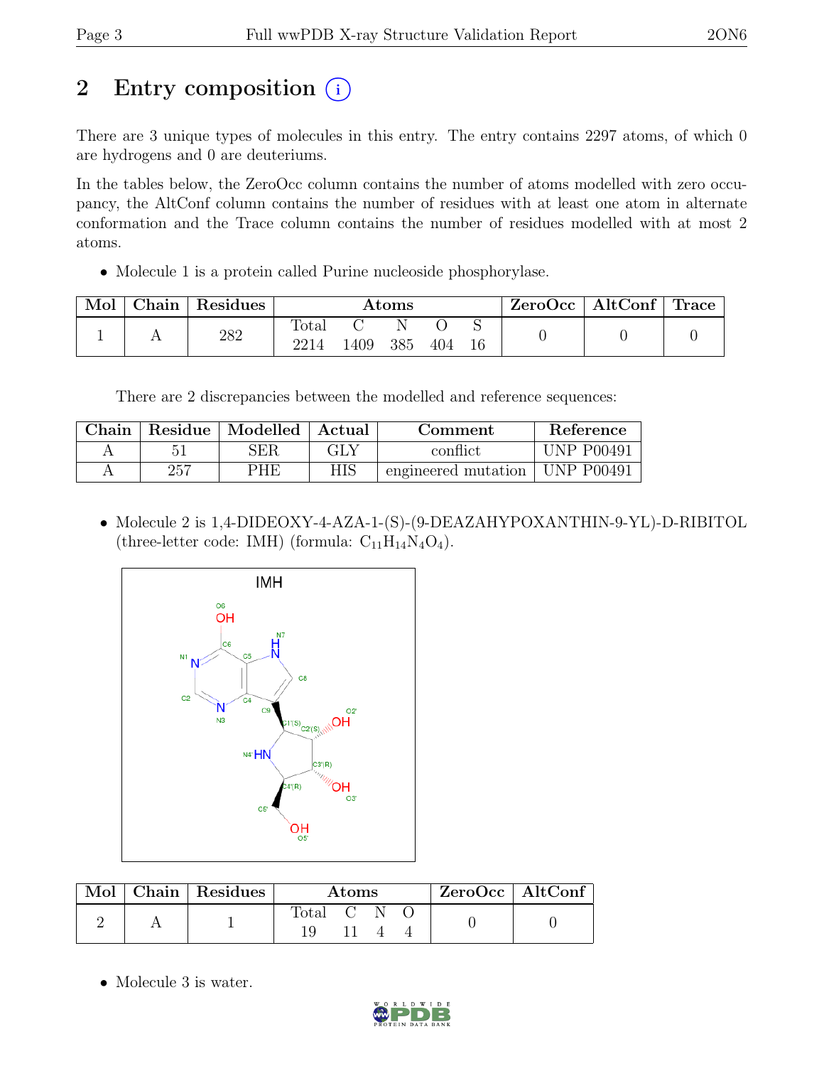## 2 Entry composition

There are 3 unique types of molecules in this entry. The entry contains 2297 atoms, of which 0 are hydrogens and 0 are deuteriums.

In the tables below, the ZeroOcc column contains the number of atoms modelled with zero occupancy, the AltConf column contains the number of residues with at least one atom in alternate conformation and the Trace column contains the number of residues modelled with at most 2 atoms.

- Molecule 1 is a protein called Purine nucleoside phosphorylase.

| Mol | Chain | Residues | Atoms | | | | | ZeroOcc | AltConf | Trace |
|---|---|---|---|---|---|---|---|---|---|---|
| | | | Total | C | N | O | S | | | |
| 1 | A | 282 | 2214 | 1409 | 385 | 404 | 16 | 0 | 0 | 0 |

There are 2 discrepancies between the modelled and reference sequences:

| Chain | Residue | Modelled | Actual | Comment | Reference |
|---|---|---|---|---|---|
| A | 51 | SER | GLY | conflict | UNP P00491 |
| A | 257 | PHE | HIS | engineered mutation | UNP P00491 |

- Molecule 2 is 1,4-DIDEOXY-4-AZA-1-(S)-(9-DEAZAHYPOXANTHIN-9-YL)-D-RIBITOL (three-letter code: IMH) (formula: $C_{11}H_{14}N_4O_4$).

| Mol | Chain | Residues | Atoms | | | | ZeroOcc | AltConf |
|---|---|---|---|---|---|---|---|---|
| | | | Total | C | N | O | | |
| 2 | A | 1 | 19 | 11 | 4 | 4 | 0 | 0 |

- Molecule 3 is water.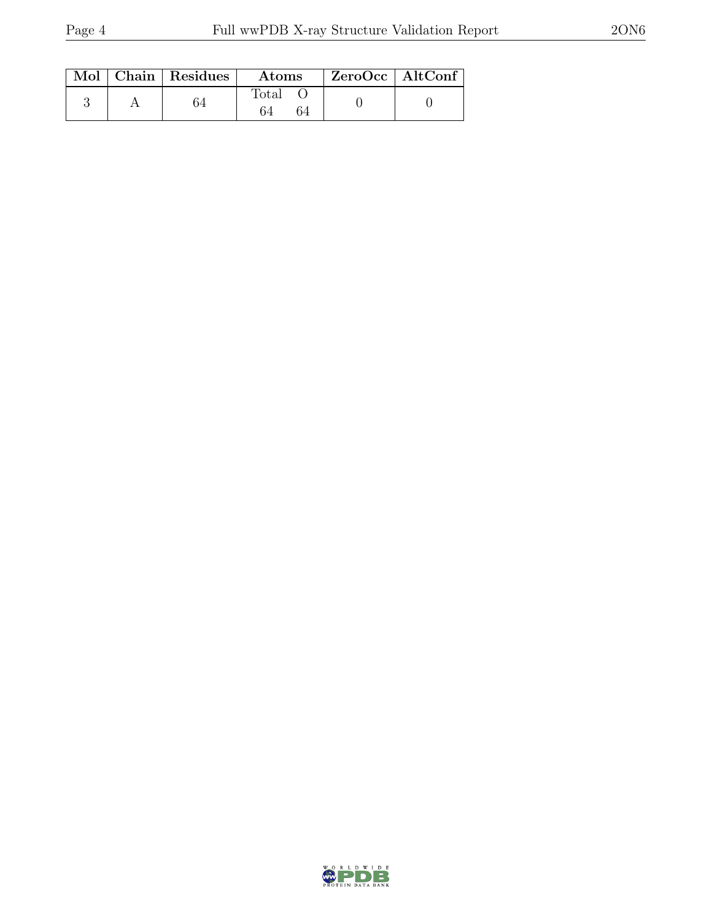| Mol | Chain | Residues | Atoms | | ZeroOcc | AltConf |
|---|---|---|---|---|---|---|
| | | | Total | O | | |
| 3 | A | 64 | 64 | 64 | 0 | 0 |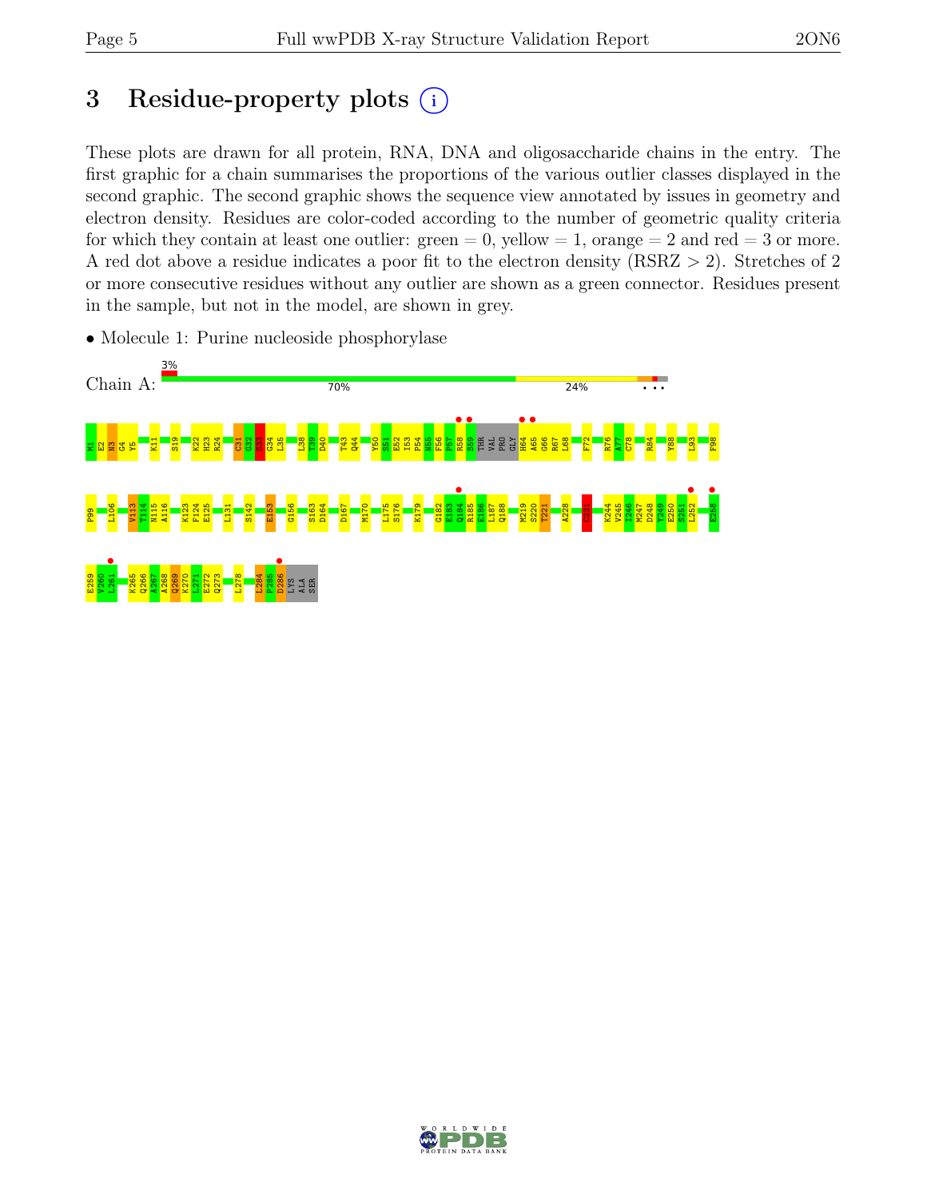# 3 Residue-property plots

These plots are drawn for all protein, RNA, DNA and oligosaccharide chains in the entry. The first graphic for a chain summarises the proportions of the various outlier classes displayed in the second graphic. The second graphic shows the sequence view annotated by issues in geometry and electron density. Residues are color-coded according to the number of geometric quality criteria for which they contain at least one outlier: green = 0, yellow = 1, orange = 2 and red = 3 or more. A red dot above a residue indicates a poor fit to the electron density (RSRZ > 2). Stretches of 2 or more consecutive residues without any outlier are shown as a green connector. Residues present in the sample, but not in the model, are shown in grey.

- Molecule 1: Purine nucleoside phosphorylase

Chain A: 3% 70% 24% • • •

M1 E2 N3 G4 Y5 K11 S19 K22 H23 R24 C31 G32 R33 G34 L35 L38 T39 D40 T43 Q44 Y50 S51 E52 I53 P54 N55 F56 P57 R58 S59 THR VAL PRO GLY H64 A65 G66 R67 L68 F72 R76 A77 C78 R84 Y88 L93 F98

P99 L106 V113 T114 N115 A116 K123 F124 E125 L131 S142 E153 G156 S163 D164 D167 M170 L175 S176 K179 G182 E183 Q184 R185 E186 L187 Q188 M219 S220 T221 A228 C231 K244 V245 I246 M247 D248 Y249 E250 S251 L252 E258

E259 V260 L261 K265 Q266 A267 A268 Q269 K270 L271 E272 Q273 L278 L284 P285 D286 LYS ALA SER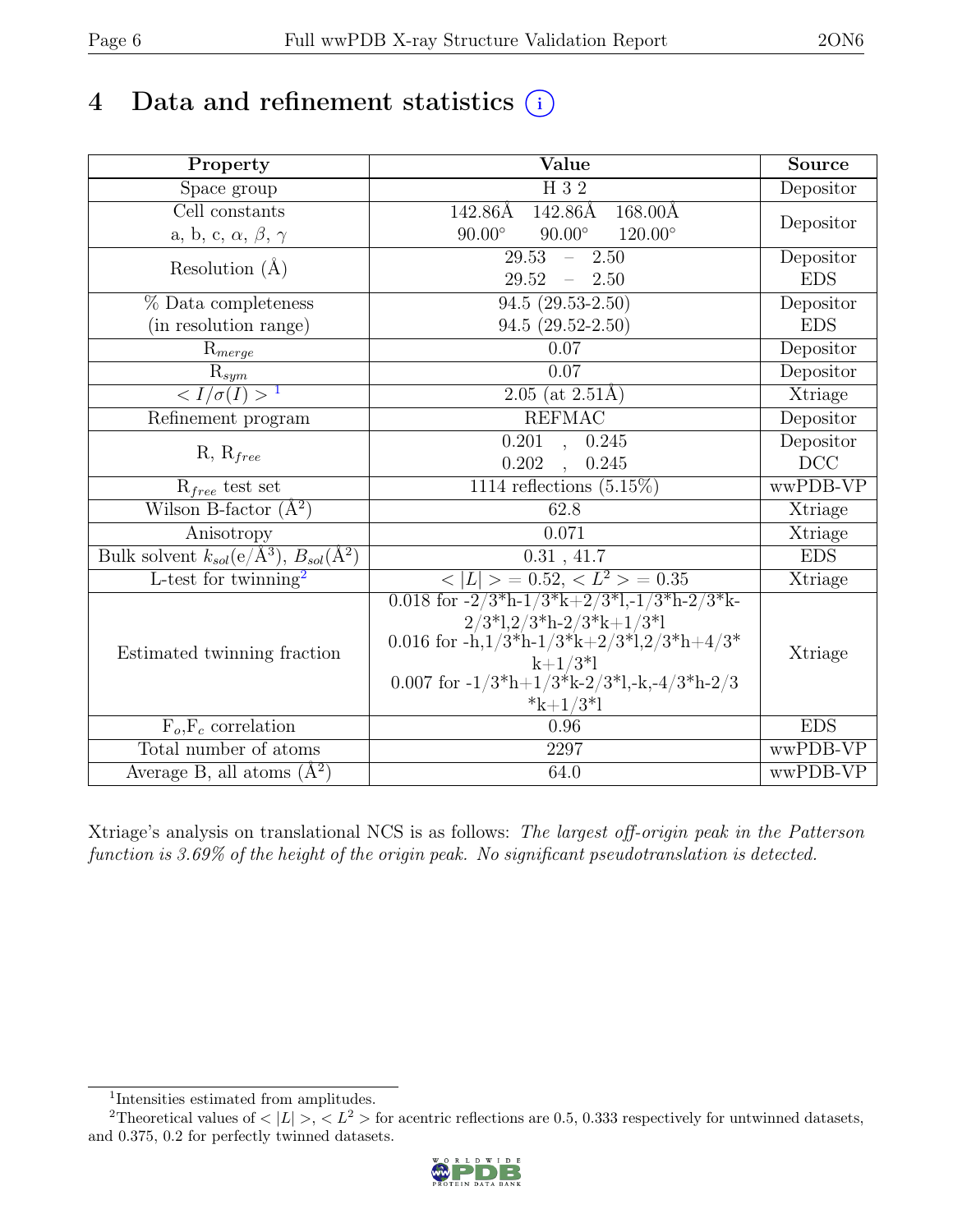# 4 Data and refinement statistics

| Property | Value | Source |
|---|---|---|
| Space group | H 3 2 | Depositor |
| Cell constants<br>a, b, c, $\alpha$, $\beta$, $\gamma$ | 142.86Å 142.86Å 168.00Å<br>90.00° 90.00° 120.00° | Depositor |
| Resolution (Å) | 29.53 – 2.50<br>29.52 – 2.50 | Depositor<br>EDS |
| % Data completeness<br>(in resolution range) | 94.5 (29.53-2.50)<br>94.5 (29.52-2.50) | Depositor<br>EDS |
| $R_{merge}$ | 0.07 | Depositor |
| $R_{sym}$ | 0.07 | Depositor |
| $< I/\sigma(I) >$ [1] | 2.05 (at 2.51Å) | Xtriage |
| Refinement program | REFMAC | Depositor |
| R, $R_{free}$ | 0.201 , 0.245<br>0.202 , 0.245 | Depositor<br>DCC |
| $R_{free}$ test set | 1114 reflections (5.15%) | wwPDB-VP |
| Wilson B-factor (Å$^2$) | 62.8 | Xtriage |
| Anisotropy | 0.071 | Xtriage |
| Bulk solvent $k_{sol}$(e/Å$^3$), $B_{sol}$(Å$^2$) | 0.31 , 41.7 | EDS |
| L-test for twinning[2] | $< \|L\| >$ = 0.52, $< L^2 >$ = 0.35 | Xtriage |
| Estimated twinning fraction | 0.018 for -2/3*h-1/3*k+2/3*l,-1/3*h-2/3*k-2/3*l,2/3*h-2/3*k+1/3*l<br>0.016 for -h,1/3*h-1/3*k+2/3*l,2/3*h+4/3*k+1/3*l<br>0.007 for -1/3*h+1/3*k-2/3*l,-k,-4/3*h-2/3*k+1/3*l | Xtriage |
| $F_o$,$F_c$ correlation | 0.96 | EDS |
| Total number of atoms | 2297 | wwPDB-VP |
| Average B, all atoms (Å$^2$) | 64.0 | wwPDB-VP |

Xtriage's analysis on translational NCS is as follows: *The largest off-origin peak in the Patterson function is 3.69% of the height of the origin peak. No significant pseudotranslation is detected.*

[1] Intensities estimated from amplitudes.

[2] Theoretical values of $< |L| >$, $< L^2 >$ for acentric reflections are 0.5, 0.333 respectively for untwinned datasets, and 0.375, 0.2 for perfectly twinned datasets.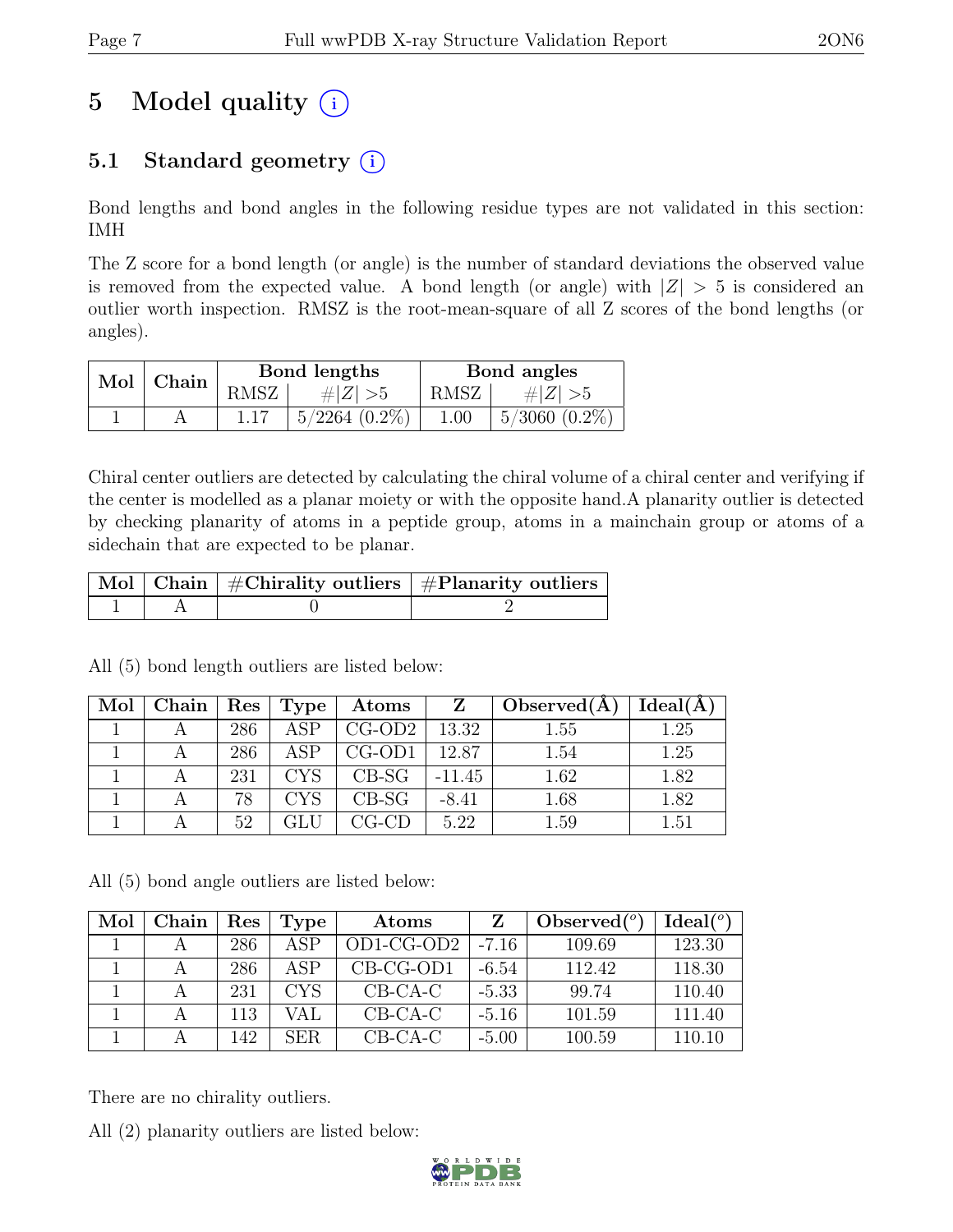# 5 Model quality (i)

## 5.1 Standard geometry (i)

Bond lengths and bond angles in the following residue types are not validated in this section: IMH

The Z score for a bond length (or angle) is the number of standard deviations the observed value is removed from the expected value. A bond length (or angle) with $|Z| > 5$ is considered an outlier worth inspection. RMSZ is the root-mean-square of all Z scores of the bond lengths (or angles).

| Mol | Chain | Bond lengths | | Bond angles | |
|---|---|---|---|---|---|
| | | RMSZ | #\|Z\| >5 | RMSZ | #\|Z\| >5 |
| 1 | A | 1.17 | 5/2264 (0.2%) | 1.00 | 5/3060 (0.2%) |

Chiral center outliers are detected by calculating the chiral volume of a chiral center and verifying if the center is modelled as a planar moiety or with the opposite hand.A planarity outlier is detected by checking planarity of atoms in a peptide group, atoms in a mainchain group or atoms of a sidechain that are expected to be planar.

| Mol | Chain | #Chirality outliers | #Planarity outliers |
|---|---|---|---|
| 1 | A | 0 | 2 |

All (5) bond length outliers are listed below:

| Mol | Chain | Res | Type | Atoms | Z | Observed(Å) | Ideal(Å) |
|---|---|---|---|---|---|---|---|
| 1 | A | 286 | ASP | CG-OD2 | 13.32 | 1.55 | 1.25 |
| 1 | A | 286 | ASP | CG-OD1 | 12.87 | 1.54 | 1.25 |
| 1 | A | 231 | CYS | CB-SG | -11.45 | 1.62 | 1.82 |
| 1 | A | 78 | CYS | CB-SG | -8.41 | 1.68 | 1.82 |
| 1 | A | 52 | GLU | CG-CD | 5.22 | 1.59 | 1.51 |

All (5) bond angle outliers are listed below:

| Mol | Chain | Res | Type | Atoms | Z | Observed(°) | Ideal(°) |
|---|---|---|---|---|---|---|---|
| 1 | A | 286 | ASP | OD1-CG-OD2 | -7.16 | 109.69 | 123.30 |
| 1 | A | 286 | ASP | CB-CG-OD1 | -6.54 | 112.42 | 118.30 |
| 1 | A | 231 | CYS | CB-CA-C | -5.33 | 99.74 | 110.40 |
| 1 | A | 113 | VAL | CB-CA-C | -5.16 | 101.59 | 111.40 |
| 1 | A | 142 | SER | CB-CA-C | -5.00 | 100.59 | 110.10 |

There are no chirality outliers.

All (2) planarity outliers are listed below: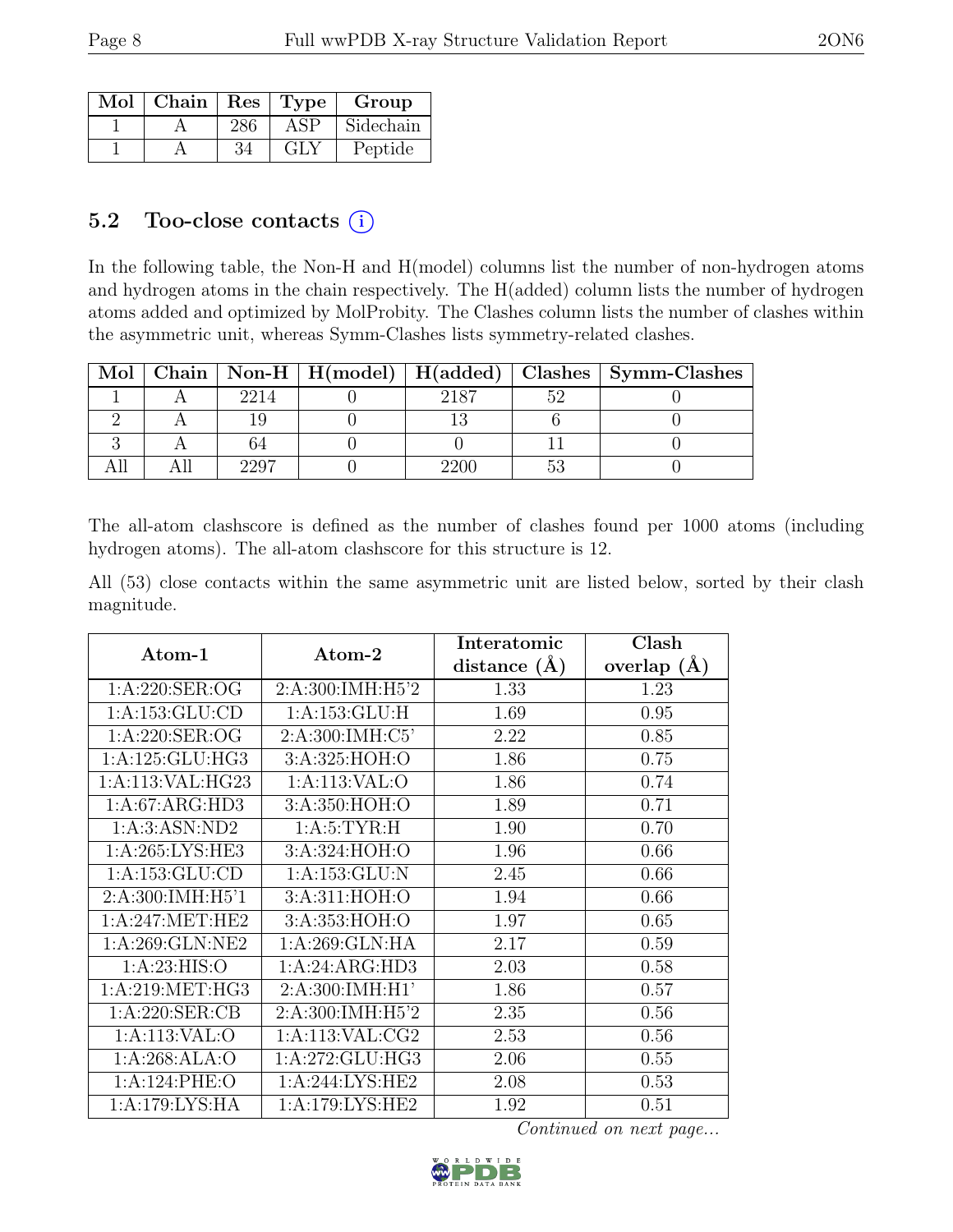| Mol | Chain | Res | Type | Group |
|---|---|---|---|---|
| 1 | A | 286 | ASP | Sidechain |
| 1 | A | 34 | GLY | Peptide |

## 5.2 Too-close contacts (i)

In the following table, the Non-H and H(model) columns list the number of non-hydrogen atoms and hydrogen atoms in the chain respectively. The H(added) column lists the number of hydrogen atoms added and optimized by MolProbity. The Clashes column lists the number of clashes within the asymmetric unit, whereas Symm-Clashes lists symmetry-related clashes.

| Mol | Chain | Non-H | H(model) | H(added) | Clashes | Symm-Clashes |
|---|---|---|---|---|---|---|
| 1 | A | 2214 | 0 | 2187 | 52 | 0 |
| 2 | A | 19 | 0 | 13 | 6 | 0 |
| 3 | A | 64 | 0 | 0 | 11 | 0 |
| All | All | 2297 | 0 | 2200 | 53 | 0 |

The all-atom clashscore is defined as the number of clashes found per 1000 atoms (including hydrogen atoms). The all-atom clashscore for this structure is 12.

All (53) close contacts within the same asymmetric unit are listed below, sorted by their clash magnitude.

| Atom-1 | Atom-2 | Interatomic distance (Å) | Clash overlap (Å) |
|---|---|---|---|
| 1:A:220:SER:OG | 2:A:300:IMH:H5'2 | 1.33 | 1.23 |
| 1:A:153:GLU:CD | 1:A:153:GLU:H | 1.69 | 0.95 |
| 1:A:220:SER:OG | 2:A:300:IMH:C5' | 2.22 | 0.85 |
| 1:A:125:GLU:HG3 | 3:A:325:HOH:O | 1.86 | 0.75 |
| 1:A:113:VAL:HG23 | 1:A:113:VAL:O | 1.86 | 0.74 |
| 1:A:67:ARG:HD3 | 3:A:350:HOH:O | 1.89 | 0.71 |
| 1:A:3:ASN:ND2 | 1:A:5:TYR:H | 1.90 | 0.70 |
| 1:A:265:LYS:HE3 | 3:A:324:HOH:O | 1.96 | 0.66 |
| 1:A:153:GLU:CD | 1:A:153:GLU:N | 2.45 | 0.66 |
| 2:A:300:IMH:H5'1 | 3:A:311:HOH:O | 1.94 | 0.66 |
| 1:A:247:MET:HE2 | 3:A:353:HOH:O | 1.97 | 0.65 |
| 1:A:269:GLN:NE2 | 1:A:269:GLN:HA | 2.17 | 0.59 |
| 1:A:23:HIS:O | 1:A:24:ARG:HD3 | 2.03 | 0.58 |
| 1:A:219:MET:HG3 | 2:A:300:IMH:H1' | 1.86 | 0.57 |
| 1:A:220:SER:CB | 2:A:300:IMH:H5'2 | 2.35 | 0.56 |
| 1:A:113:VAL:O | 1:A:113:VAL:CG2 | 2.53 | 0.56 |
| 1:A:268:ALA:O | 1:A:272:GLU:HG3 | 2.06 | 0.55 |
| 1:A:124:PHE:O | 1:A:244:LYS:HE2 | 2.08 | 0.53 |
| 1:A:179:LYS:HA | 1:A:179:LYS:HE2 | 1.92 | 0.51 |

*Continued on next page...*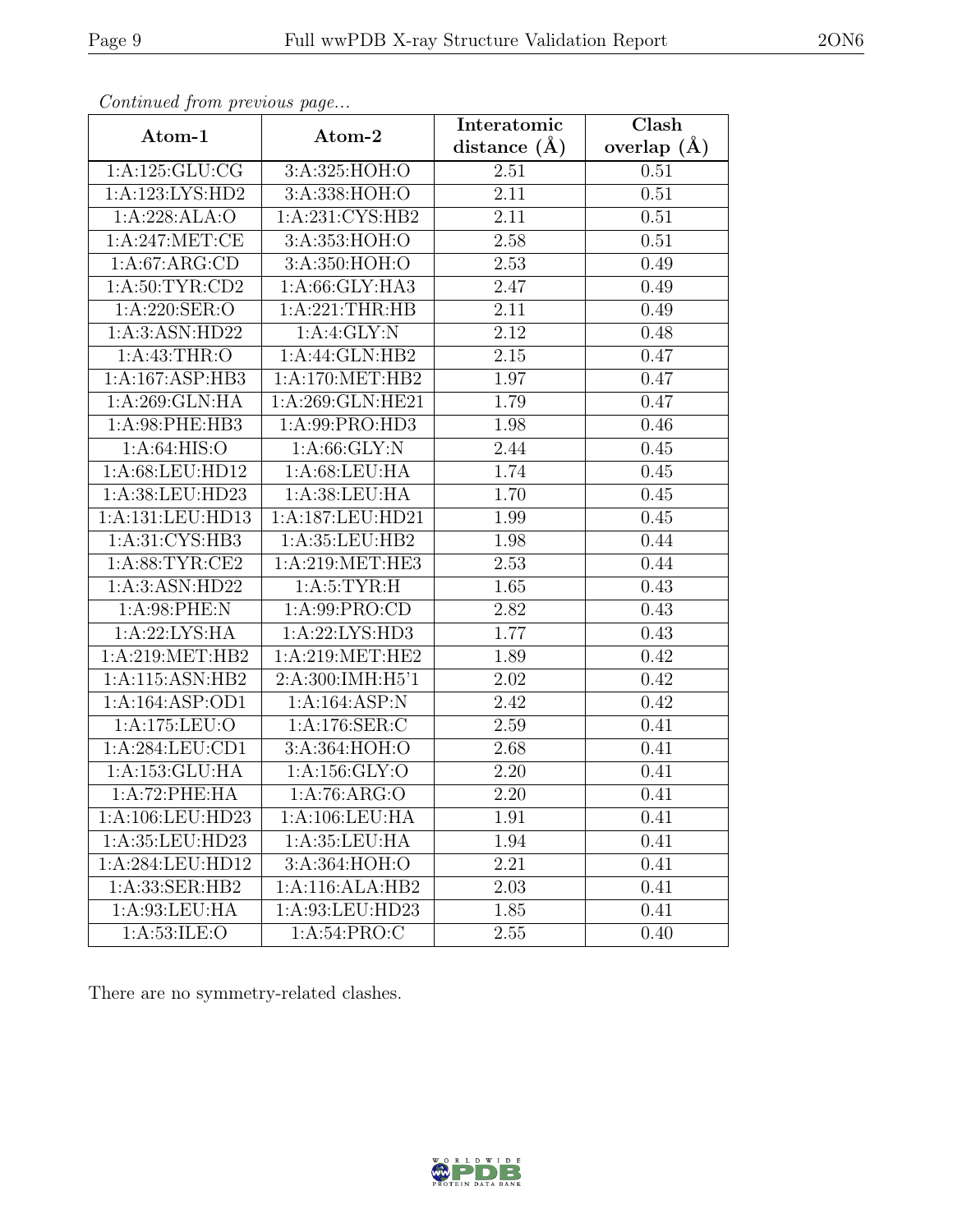*Continued from previous page...*

| Atom-1 | Atom-2 | Interatomic distance (Å) | Clash overlap (Å) |
|---|---|---|---|
| 1:A:125:GLU:CG | 3:A:325:HOH:O | 2.51 | 0.51 |
| 1:A:123:LYS:HD2 | 3:A:338:HOH:O | 2.11 | 0.51 |
| 1:A:228:ALA:O | 1:A:231:CYS:HB2 | 2.11 | 0.51 |
| 1:A:247:MET:CE | 3:A:353:HOH:O | 2.58 | 0.51 |
| 1:A:67:ARG:CD | 3:A:350:HOH:O | 2.53 | 0.49 |
| 1:A:50:TYR:CD2 | 1:A:66:GLY:HA3 | 2.47 | 0.49 |
| 1:A:220:SER:O | 1:A:221:THR:HB | 2.11 | 0.49 |
| 1:A:3:ASN:HD22 | 1:A:4:GLY:N | 2.12 | 0.48 |
| 1:A:43:THR:O | 1:A:44:GLN:HB2 | 2.15 | 0.47 |
| 1:A:167:ASP:HB3 | 1:A:170:MET:HB2 | 1.97 | 0.47 |
| 1:A:269:GLN:HA | 1:A:269:GLN:HE21 | 1.79 | 0.47 |
| 1:A:98:PHE:HB3 | 1:A:99:PRO:HD3 | 1.98 | 0.46 |
| 1:A:64:HIS:O | 1:A:66:GLY:N | 2.44 | 0.45 |
| 1:A:68:LEU:HD12 | 1:A:68:LEU:HA | 1.74 | 0.45 |
| 1:A:38:LEU:HD23 | 1:A:38:LEU:HA | 1.70 | 0.45 |
| 1:A:131:LEU:HD13 | 1:A:187:LEU:HD21 | 1.99 | 0.45 |
| 1:A:31:CYS:HB3 | 1:A:35:LEU:HB2 | 1.98 | 0.44 |
| 1:A:88:TYR:CE2 | 1:A:219:MET:HE3 | 2.53 | 0.44 |
| 1:A:3:ASN:HD22 | 1:A:5:TYR:H | 1.65 | 0.43 |
| 1:A:98:PHE:N | 1:A:99:PRO:CD | 2.82 | 0.43 |
| 1:A:22:LYS:HA | 1:A:22:LYS:HD3 | 1.77 | 0.43 |
| 1:A:219:MET:HB2 | 1:A:219:MET:HE2 | 1.89 | 0.42 |
| 1:A:115:ASN:HB2 | 2:A:300:IMH:H5'1 | 2.02 | 0.42 |
| 1:A:164:ASP:OD1 | 1:A:164:ASP:N | 2.42 | 0.42 |
| 1:A:175:LEU:O | 1:A:176:SER:C | 2.59 | 0.41 |
| 1:A:284:LEU:CD1 | 3:A:364:HOH:O | 2.68 | 0.41 |
| 1:A:153:GLU:HA | 1:A:156:GLY:O | 2.20 | 0.41 |
| 1:A:72:PHE:HA | 1:A:76:ARG:O | 2.20 | 0.41 |
| 1:A:106:LEU:HD23 | 1:A:106:LEU:HA | 1.91 | 0.41 |
| 1:A:35:LEU:HD23 | 1:A:35:LEU:HA | 1.94 | 0.41 |
| 1:A:284:LEU:HD12 | 3:A:364:HOH:O | 2.21 | 0.41 |
| 1:A:33:SER:HB2 | 1:A:116:ALA:HB2 | 2.03 | 0.41 |
| 1:A:93:LEU:HA | 1:A:93:LEU:HD23 | 1.85 | 0.41 |
| 1:A:53:ILE:O | 1:A:54:PRO:C | 2.55 | 0.40 |

There are no symmetry-related clashes.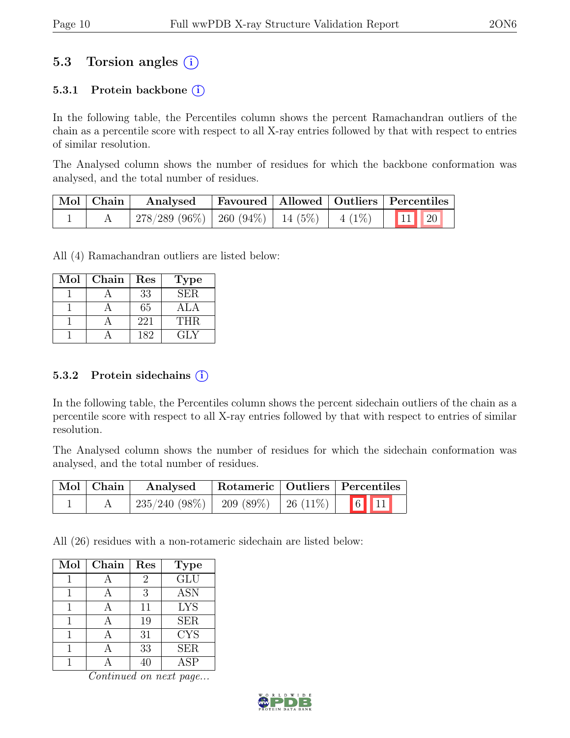## 5.3 Torsion angles (i)

### 5.3.1 Protein backbone (i)

In the following table, the Percentiles column shows the percent Ramachandran outliers of the chain as a percentile score with respect to all X-ray entries followed by that with respect to entries of similar resolution.

The Analysed column shows the number of residues for which the backbone conformation was analysed, and the total number of residues.

| Mol | Chain | Analysed | Favoured | Allowed | Outliers | Percentiles | |
|---|---|---|---|---|---|---|---|
| 1 | A | 278/289 (96%) | 260 (94%) | 14 (5%) | 4 (1%) | 11 | 20 |

All (4) Ramachandran outliers are listed below:

| Mol | Chain | Res | Type |
|---|---|---|---|
| 1 | A | 33 | SER |
| 1 | A | 65 | ALA |
| 1 | A | 221 | THR |
| 1 | A | 182 | GLY |

### 5.3.2 Protein sidechains (i)

In the following table, the Percentiles column shows the percent sidechain outliers of the chain as a percentile score with respect to all X-ray entries followed by that with respect to entries of similar resolution.

The Analysed column shows the number of residues for which the sidechain conformation was analysed, and the total number of residues.

| Mol | Chain | Analysed | Rotameric | Outliers | Percentiles | |
|---|---|---|---|---|---|---|
| 1 | A | 235/240 (98%) | 209 (89%) | 26 (11%) | 6 | 11 |

All (26) residues with a non-rotameric sidechain are listed below:

| Mol | Chain | Res | Type |
|---|---|---|---|
| 1 | A | 2 | GLU |
| 1 | A | 3 | ASN |
| 1 | A | 11 | LYS |
| 1 | A | 19 | SER |
| 1 | A | 31 | CYS |
| 1 | A | 33 | SER |
| 1 | A | 40 | ASP |

*Continued on next page...*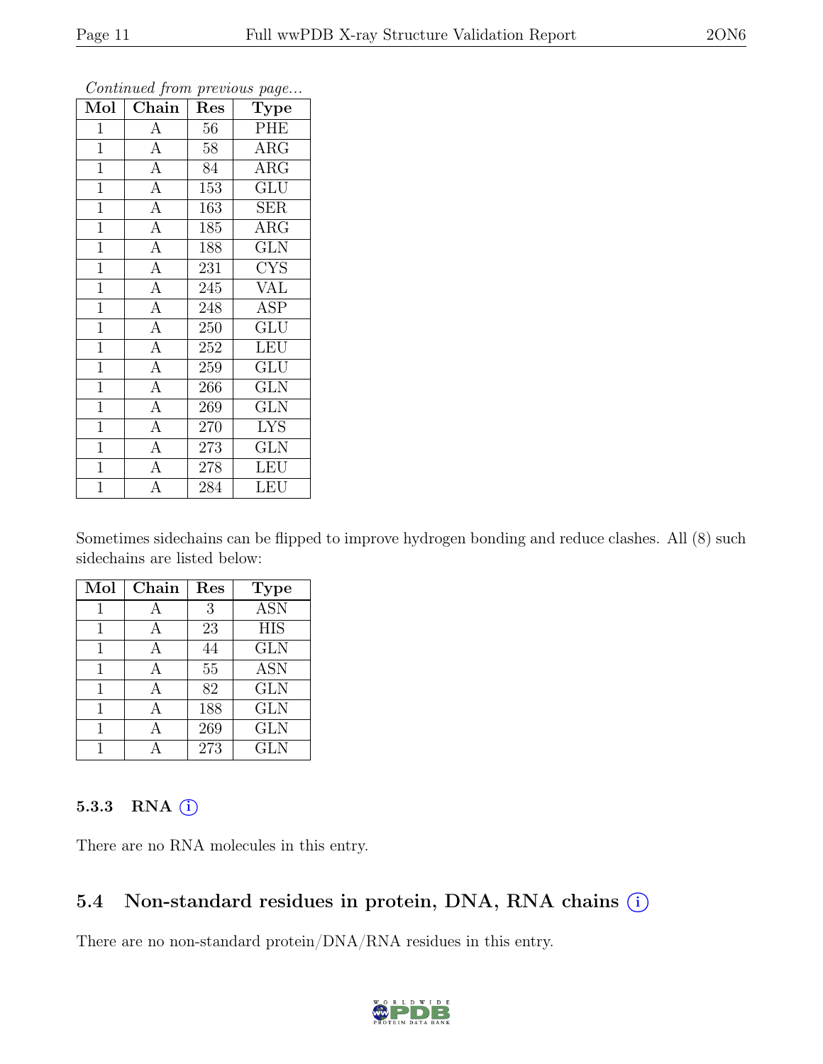*Continued from previous page...*

| Mol | Chain | Res | Type |
|---|---|---|---|
| 1 | A | 56 | PHE |
| 1 | A | 58 | ARG |
| 1 | A | 84 | ARG |
| 1 | A | 153 | GLU |
| 1 | A | 163 | SER |
| 1 | A | 185 | ARG |
| 1 | A | 188 | GLN |
| 1 | A | 231 | CYS |
| 1 | A | 245 | VAL |
| 1 | A | 248 | ASP |
| 1 | A | 250 | GLU |
| 1 | A | 252 | LEU |
| 1 | A | 259 | GLU |
| 1 | A | 266 | GLN |
| 1 | A | 269 | GLN |
| 1 | A | 270 | LYS |
| 1 | A | 273 | GLN |
| 1 | A | 278 | LEU |
| 1 | A | 284 | LEU |

Sometimes sidechains can be flipped to improve hydrogen bonding and reduce clashes. All (8) such sidechains are listed below:

| Mol | Chain | Res | Type |
|---|---|---|---|
| 1 | A | 3 | ASN |
| 1 | A | 23 | HIS |
| 1 | A | 44 | GLN |
| 1 | A | 55 | ASN |
| 1 | A | 82 | GLN |
| 1 | A | 188 | GLN |
| 1 | A | 269 | GLN |
| 1 | A | 273 | GLN |

### 5.3.3 RNA

There are no RNA molecules in this entry.

## 5.4 Non-standard residues in protein, DNA, RNA chains

There are no non-standard protein/DNA/RNA residues in this entry.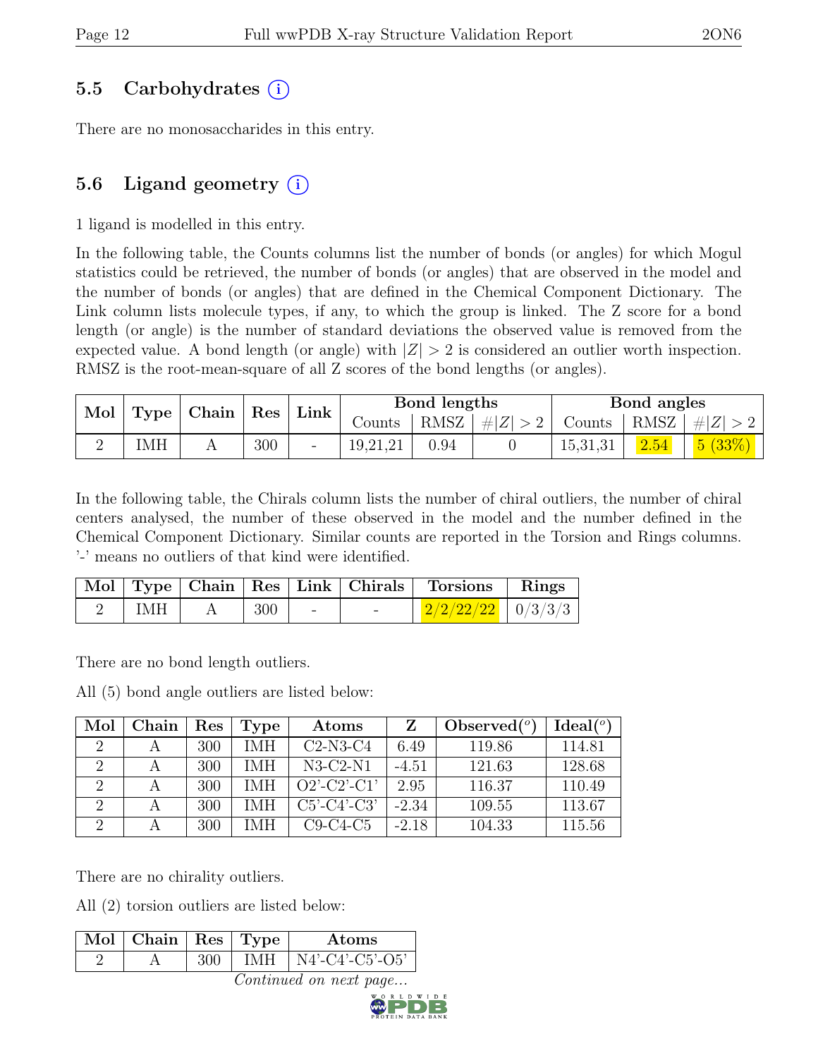## 5.5 Carbohydrates (i)

There are no monosaccharides in this entry.

## 5.6 Ligand geometry (i)

1 ligand is modelled in this entry.

In the following table, the Counts columns list the number of bonds (or angles) for which Mogul statistics could be retrieved, the number of bonds (or angles) that are observed in the model and the number of bonds (or angles) that are defined in the Chemical Component Dictionary. The Link column lists molecule types, if any, to which the group is linked. The Z score for a bond length (or angle) is the number of standard deviations the observed value is removed from the expected value. A bond length (or angle) with $|Z| > 2$ is considered an outlier worth inspection. RMSZ is the root-mean-square of all Z scores of the bond lengths (or angles).

| Mol | Type | Chain | Res | Link | Bond lengths | | | Bond angles | | |
|---|---|---|---|---|---|---|---|---|---|---|
| | | | | | Counts | RMSZ | $\#\|Z\| > 2$ | Counts | RMSZ | $\#\|Z\| > 2$ |
| 2 | IMH | A | 300 | - | 19,21,21 | 0.94 | 0 | 15,31,31 | 2.54 | 5 (33%) |

In the following table, the Chirals column lists the number of chiral outliers, the number of chiral centers analysed, the number of these observed in the model and the number defined in the Chemical Component Dictionary. Similar counts are reported in the Torsion and Rings columns. '-' means no outliers of that kind were identified.

| Mol | Type | Chain | Res | Link | Chirals | Torsions | Rings |
|---|---|---|---|---|---|---|---|
| 2 | IMH | A | 300 | - | - | 2/2/22/22 | 0/3/3/3 |

There are no bond length outliers.

All (5) bond angle outliers are listed below:

| Mol | Chain | Res | Type | Atoms | Z | Observed($^o$) | Ideal($^o$) |
|---|---|---|---|---|---|---|---|
| 2 | A | 300 | IMH | C2-N3-C4 | 6.49 | 119.86 | 114.81 |
| 2 | A | 300 | IMH | N3-C2-N1 | -4.51 | 121.63 | 128.68 |
| 2 | A | 300 | IMH | O2'-C2'-C1' | 2.95 | 116.37 | 110.49 |
| 2 | A | 300 | IMH | C5'-C4'-C3' | -2.34 | 109.55 | 113.67 |
| 2 | A | 300 | IMH | C9-C4-C5 | -2.18 | 104.33 | 115.56 |

There are no chirality outliers.

All (2) torsion outliers are listed below:

| Mol | Chain | Res | Type | Atoms |
|---|---|---|---|---|
| 2 | A | 300 | IMH | N4'-C4'-C5'-O5' |

*Continued on next page...*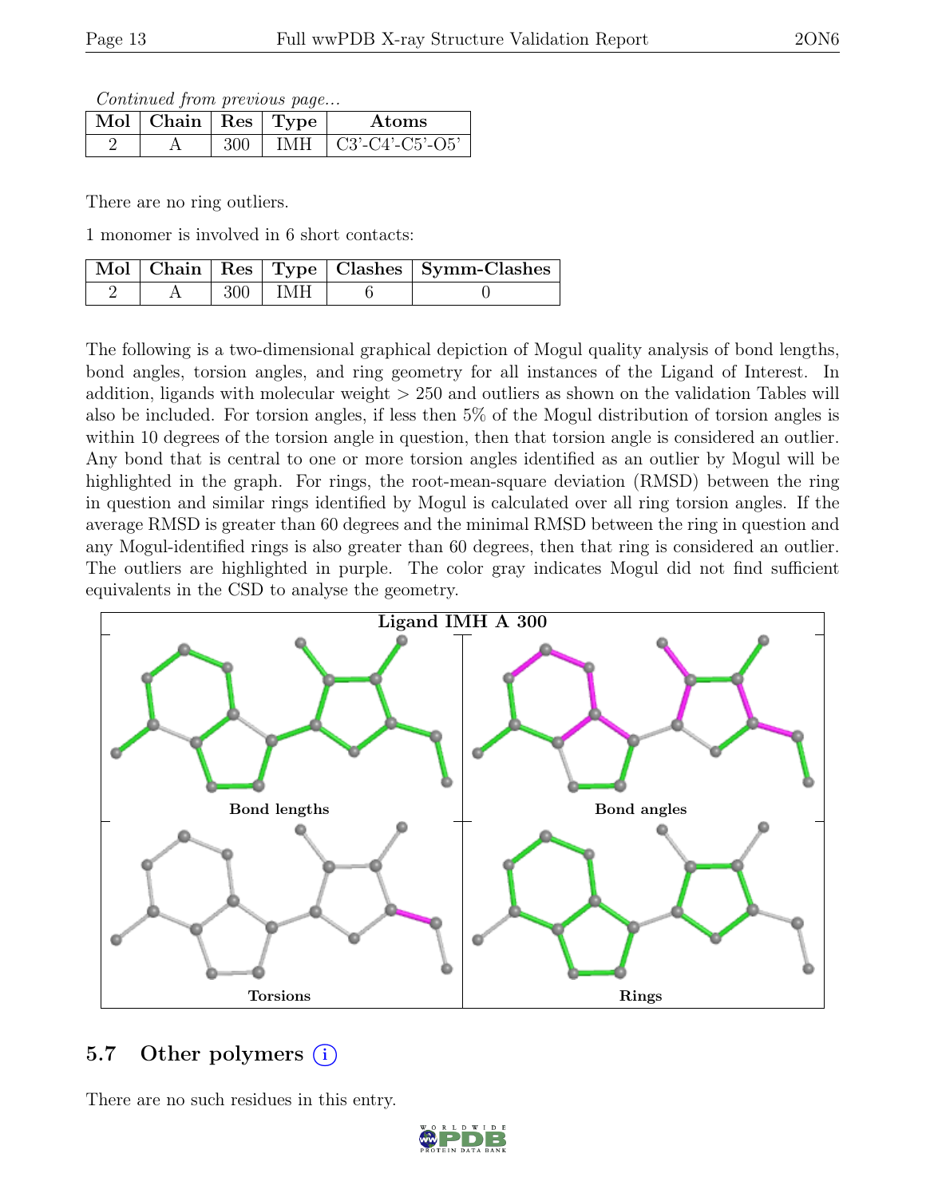*Continued from previous page...*

| Mol | Chain | Res | Type | Atoms |
| --- | --- | --- | --- | --- |
| 2 | A | 300 | IMH | C3'-C4'-C5'-O5' |

There are no ring outliers.

1 monomer is involved in 6 short contacts:

| Mol | Chain | Res | Type | Clashes | Symm-Clashes |
| --- | --- | --- | --- | --- | --- |
| 2 | A | 300 | IMH | 6 | 0 |

The following is a two-dimensional graphical depiction of Mogul quality analysis of bond lengths, bond angles, torsion angles, and ring geometry for all instances of the Ligand of Interest. In addition, ligands with molecular weight > 250 and outliers as shown on the validation Tables will also be included. For torsion angles, if less then 5% of the Mogul distribution of torsion angles is within 10 degrees of the torsion angle in question, then that torsion angle is considered an outlier. Any bond that is central to one or more torsion angles identified as an outlier by Mogul will be highlighted in the graph. For rings, the root-mean-square deviation (RMSD) between the ring in question and similar rings identified by Mogul is calculated over all ring torsion angles. If the average RMSD is greater than 60 degrees and the minimal RMSD between the ring in question and any Mogul-identified rings is also greater than 60 degrees, then that ring is considered an outlier. The outliers are highlighted in purple. The color gray indicates Mogul did not find sufficient equivalents in the CSD to analyse the geometry.

Ligand IMH A 300

Bond lengths

Bond angles

Torsions

Rings

## 5.7 Other polymers

There are no such residues in this entry.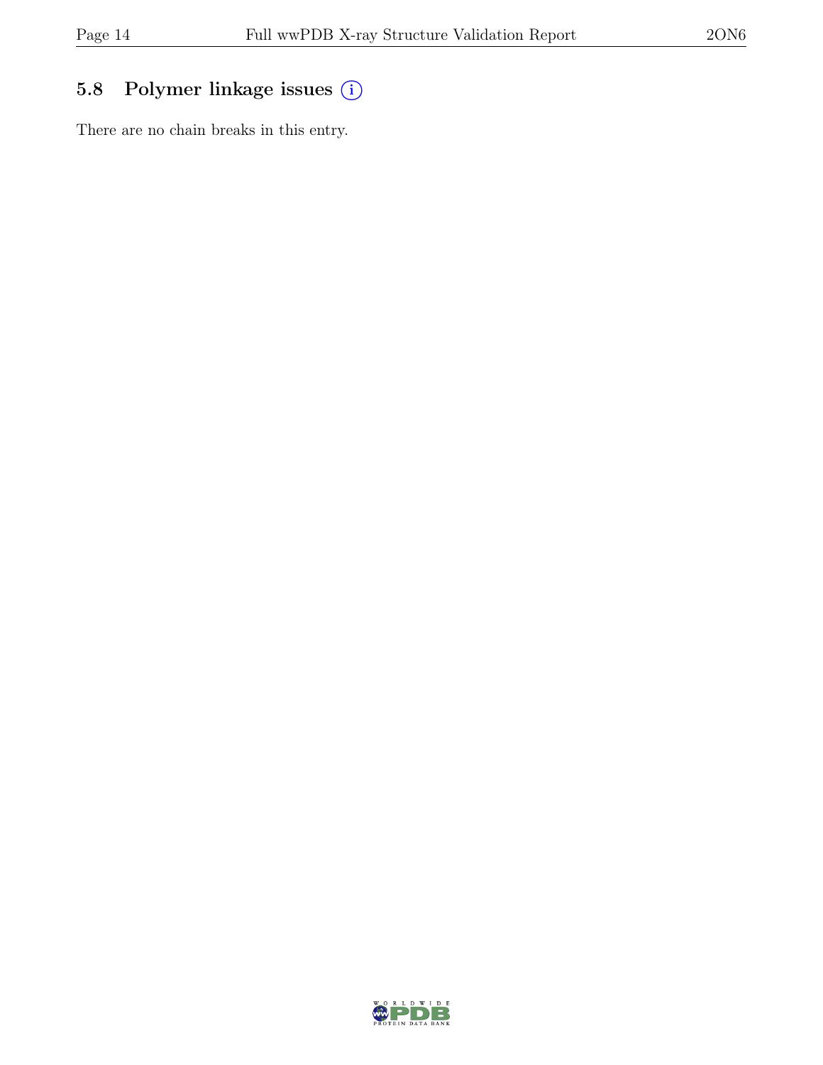## 5.8 Polymer linkage issues

There are no chain breaks in this entry.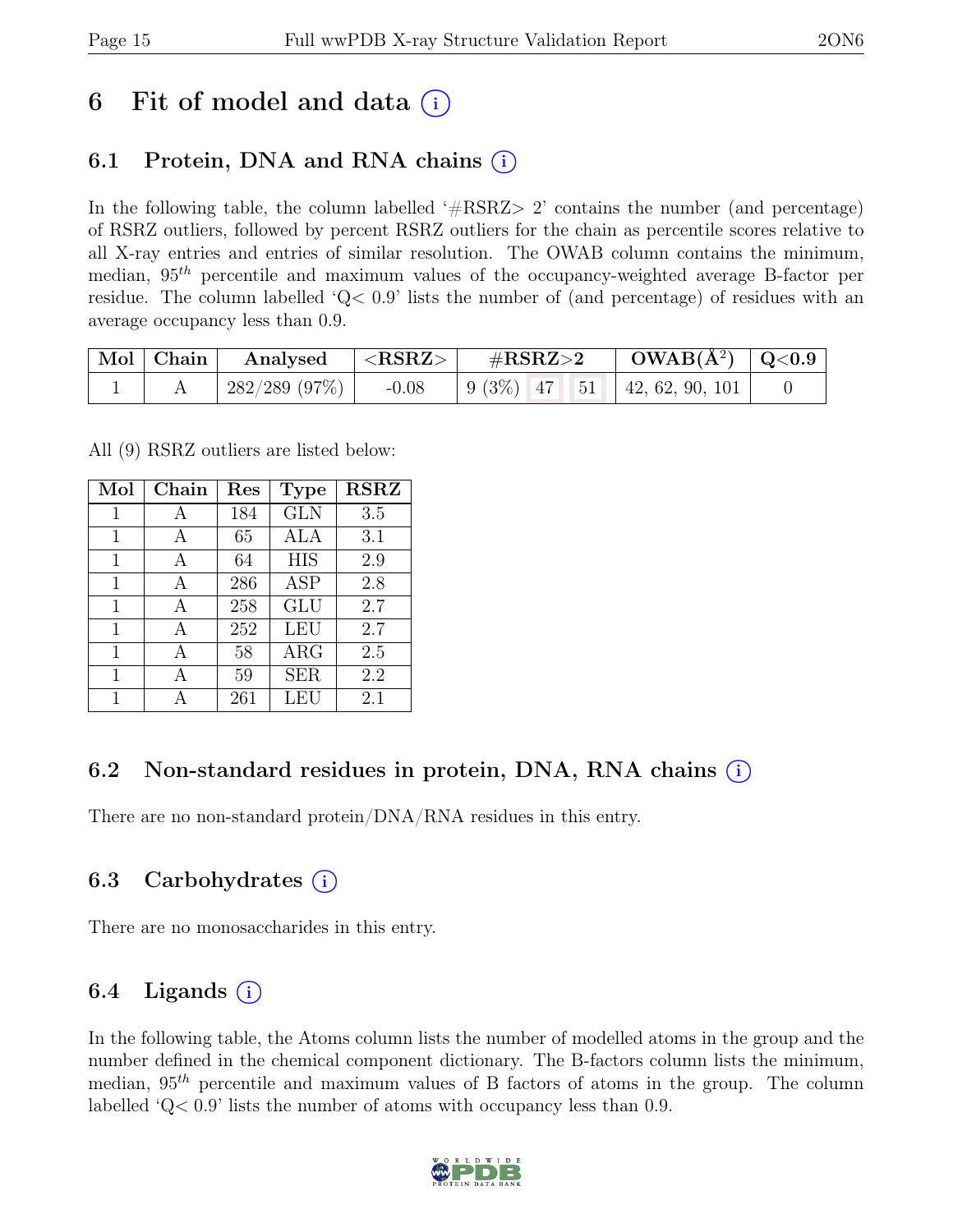# 6 Fit of model and data (i)

## 6.1 Protein, DNA and RNA chains (i)

In the following table, the column labelled '#RSRZ> 2' contains the number (and percentage) of RSRZ outliers, followed by percent RSRZ outliers for the chain as percentile scores relative to all X-ray entries and entries of similar resolution. The OWAB column contains the minimum, median, $95^{th}$ percentile and maximum values of the occupancy-weighted average B-factor per residue. The column labelled 'Q< 0.9' lists the number of (and percentage) of residues with an average occupancy less than 0.9.

| Mol | Chain | Analysed | <RSRZ> | #RSRZ>2 | | | OWAB(Å$^2$) | Q<0.9 |
|---|---|---|---|---|---|---|---|---|
| 1 | A | 282/289 (97%) | -0.08 | 9 (3%) | 47 | 51 | 42, 62, 90, 101 | 0 |

All (9) RSRZ outliers are listed below:

| Mol | Chain | Res | Type | RSRZ |
|---|---|---|---|---|
| 1 | A | 184 | GLN | 3.5 |
| 1 | A | 65 | ALA | 3.1 |
| 1 | A | 64 | HIS | 2.9 |
| 1 | A | 286 | ASP | 2.8 |
| 1 | A | 258 | GLU | 2.7 |
| 1 | A | 252 | LEU | 2.7 |
| 1 | A | 58 | ARG | 2.5 |
| 1 | A | 59 | SER | 2.2 |
| 1 | A | 261 | LEU | 2.1 |

## 6.2 Non-standard residues in protein, DNA, RNA chains (i)

There are no non-standard protein/DNA/RNA residues in this entry.

## 6.3 Carbohydrates (i)

There are no monosaccharides in this entry.

## 6.4 Ligands (i)

In the following table, the Atoms column lists the number of modelled atoms in the group and the number defined in the chemical component dictionary. The B-factors column lists the minimum, median, $95^{th}$ percentile and maximum values of B factors of atoms in the group. The column labelled 'Q< 0.9' lists the number of atoms with occupancy less than 0.9.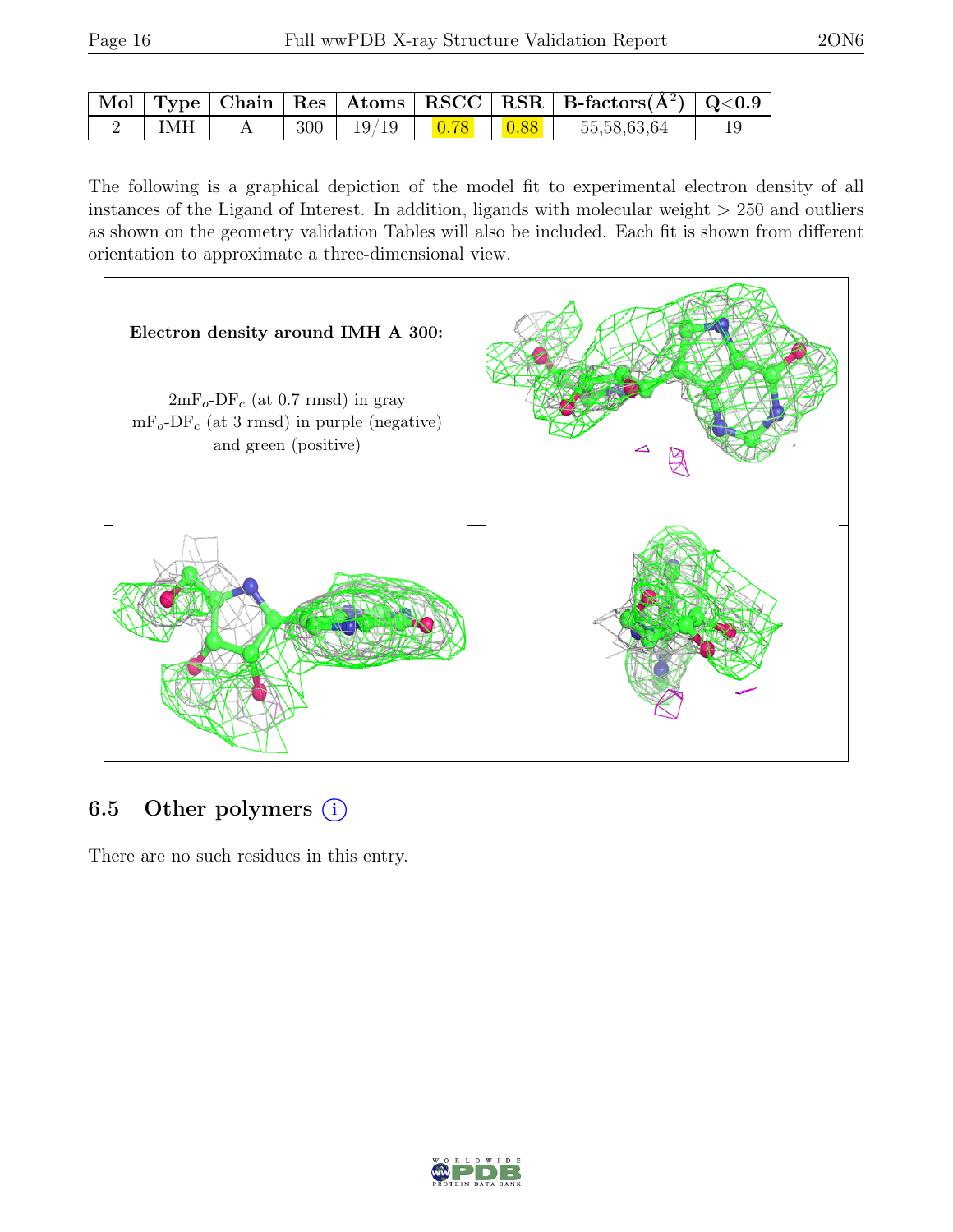| Mol | Type | Chain | Res | Atoms | RSCC | RSR | B-factors($Å^2$) | Q<0.9 |
|---|---|---|---|---|---|---|---|---|
| 2 | IMH | A | 300 | 19/19 | 0.78 | 0.88 | 55,58,63,64 | 19 |

The following is a graphical depiction of the model fit to experimental electron density of all instances of the Ligand of Interest. In addition, ligands with molecular weight > 250 and outliers as shown on the geometry validation Tables will also be included. Each fit is shown from different orientation to approximate a three-dimensional view.

**Electron density around IMH A 300:**

2mF$_o$-DF$_c$ (at 0.7 rmsd) in gray
mF$_o$-DF$_c$ (at 3 rmsd) in purple (negative) and green (positive)

## 6.5 Other polymers

There are no such residues in this entry.